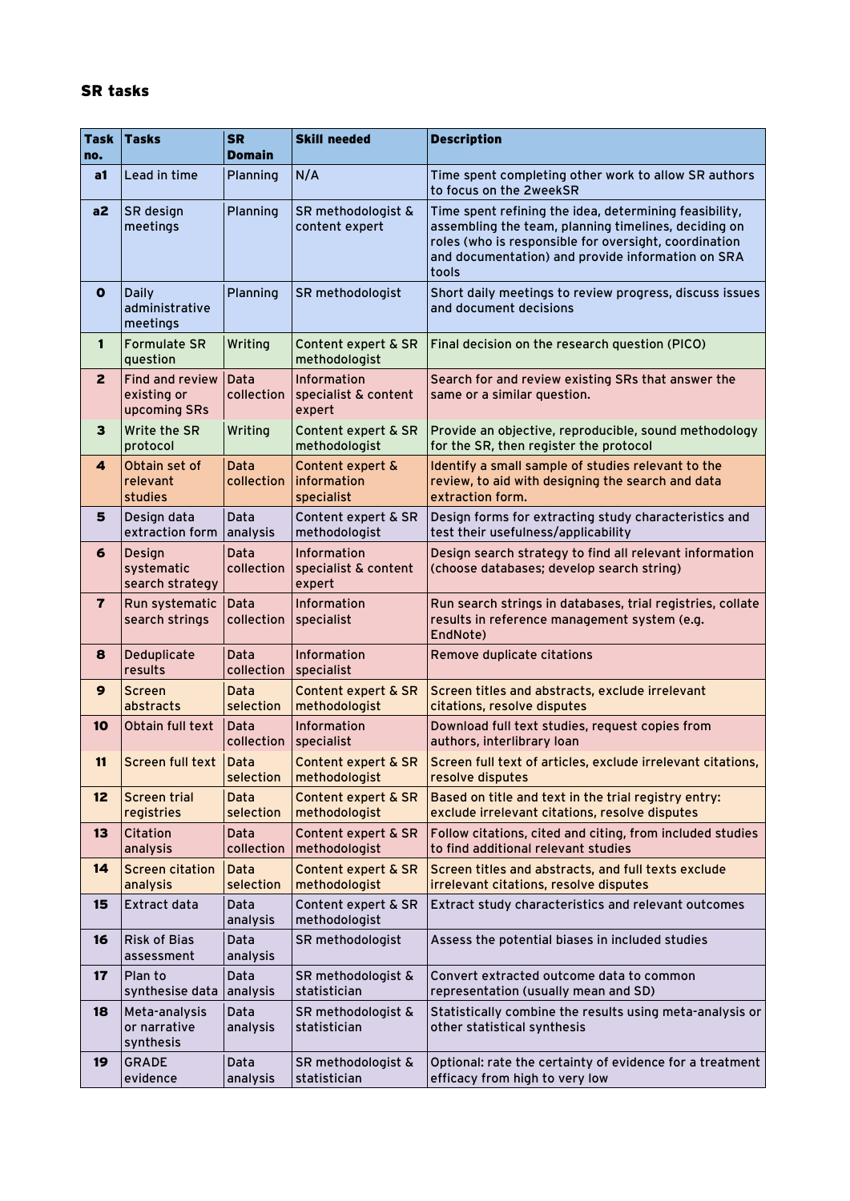### SR tasks

| Task no. | Tasks | SR Domain | Skill needed | Description |
|---|---|---|---|---|
| a1 | Lead in time | Planning | N/A | Time spent completing other work to allow SR authors to focus on the 2weekSR |
| a2 | SR design meetings | Planning | SR methodologist & content expert | Time spent refining the idea, determining feasibility, assembling the team, planning timelines, deciding on roles (who is responsible for oversight, coordination and documentation) and provide information on SRA tools |
| 0 | Daily administrative meetings | Planning | SR methodologist | Short daily meetings to review progress, discuss issues and document decisions |
| 1 | Formulate SR question | Writing | Content expert & SR methodologist | Final decision on the research question (PICO) |
| 2 | Find and review existing or upcoming SRs | Data collection | Information specialist & content expert | Search for and review existing SRs that answer the same or a similar question. |
| 3 | Write the SR protocol | Writing | Content expert & SR methodologist | Provide an objective, reproducible, sound methodology for the SR, then register the protocol |
| 4 | Obtain set of relevant studies | Data collection | Content expert & information specialist | Identify a small sample of studies relevant to the review, to aid with designing the search and data extraction form. |
| 5 | Design data extraction form | Data analysis | Content expert & SR methodologist | Design forms for extracting study characteristics and test their usefulness/applicability |
| 6 | Design systematic search strategy | Data collection | Information specialist & content expert | Design search strategy to find all relevant information (choose databases; develop search string) |
| 7 | Run systematic search strings | Data collection | Information specialist | Run search strings in databases, trial registries, collate results in reference management system (e.g. EndNote) |
| 8 | Deduplicate results | Data collection | Information specialist | Remove duplicate citations |
| 9 | Screen abstracts | Data selection | Content expert & SR methodologist | Screen titles and abstracts, exclude irrelevant citations, resolve disputes |
| 10 | Obtain full text | Data collection | Information specialist | Download full text studies, request copies from authors, interlibrary loan |
| 11 | Screen full text | Data selection | Content expert & SR methodologist | Screen full text of articles, exclude irrelevant citations, resolve disputes |
| 12 | Screen trial registries | Data selection | Content expert & SR methodologist | Based on title and text in the trial registry entry: exclude irrelevant citations, resolve disputes |
| 13 | Citation analysis | Data collection | Content expert & SR methodologist | Follow citations, cited and citing, from included studies to find additional relevant studies |
| 14 | Screen citation analysis | Data selection | Content expert & SR methodologist | Screen titles and abstracts, and full texts exclude irrelevant citations, resolve disputes |
| 15 | Extract data | Data analysis | Content expert & SR methodologist | Extract study characteristics and relevant outcomes |
| 16 | Risk of Bias assessment | Data analysis | SR methodologist | Assess the potential biases in included studies |
| 17 | Plan to synthesise data | Data analysis | SR methodologist & statistician | Convert extracted outcome data to common representation (usually mean and SD) |
| 18 | Meta-analysis or narrative synthesis | Data analysis | SR methodologist & statistician | Statistically combine the results using meta-analysis or other statistical synthesis |
| 19 | GRADE evidence | Data analysis | SR methodologist & statistician | Optional: rate the certainty of evidence for a treatment efficacy from high to very low |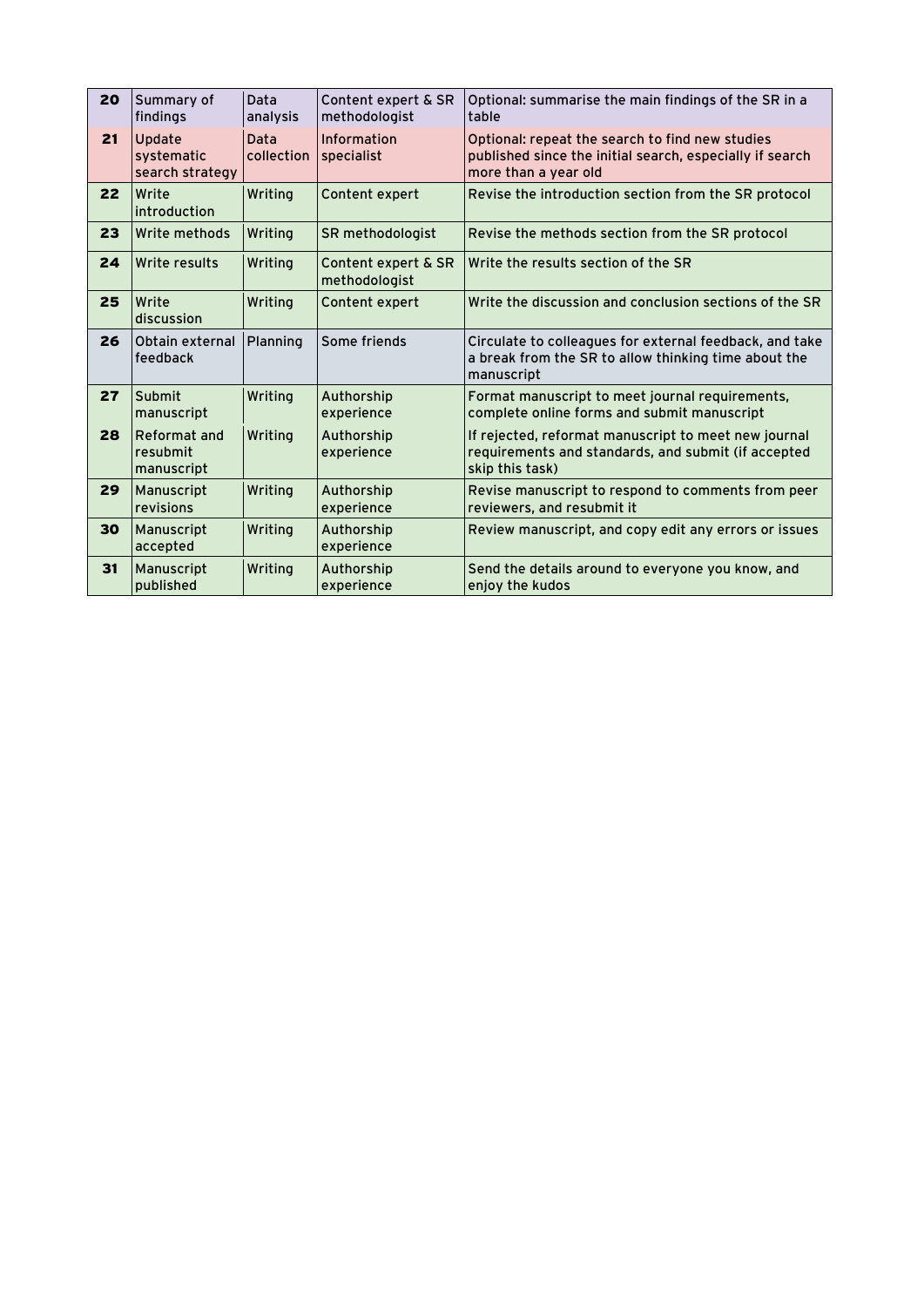| | | | | |
|---|---|---|---|---|
| **20** | Summary of findings | Data analysis | Content expert & SR methodologist | Optional: summarise the main findings of the SR in a table |
| **21** | Update systematic search strategy | Data collection | Information specialist | Optional: repeat the search to find new studies published since the initial search, especially if search more than a year old |
| **22** | Write introduction | Writing | Content expert | Revise the introduction section from the SR protocol |
| **23** | Write methods | Writing | SR methodologist | Revise the methods section from the SR protocol |
| **24** | Write results | Writing | Content expert & SR methodologist | Write the results section of the SR |
| **25** | Write discussion | Writing | Content expert | Write the discussion and conclusion sections of the SR |
| **26** | Obtain external feedback | Planning | Some friends | Circulate to colleagues for external feedback, and take a break from the SR to allow thinking time about the manuscript |
| **27** | Submit manuscript | Writing | Authorship experience | Format manuscript to meet journal requirements, complete online forms and submit manuscript |
| **28** | Reformat and resubmit manuscript | Writing | Authorship experience | If rejected, reformat manuscript to meet new journal requirements and standards, and submit (if accepted skip this task) |
| **29** | Manuscript revisions | Writing | Authorship experience | Revise manuscript to respond to comments from peer reviewers, and resubmit it |
| **30** | Manuscript accepted | Writing | Authorship experience | Review manuscript, and copy edit any errors or issues |
| **31** | Manuscript published | Writing | Authorship experience | Send the details around to everyone you know, and enjoy the kudos |